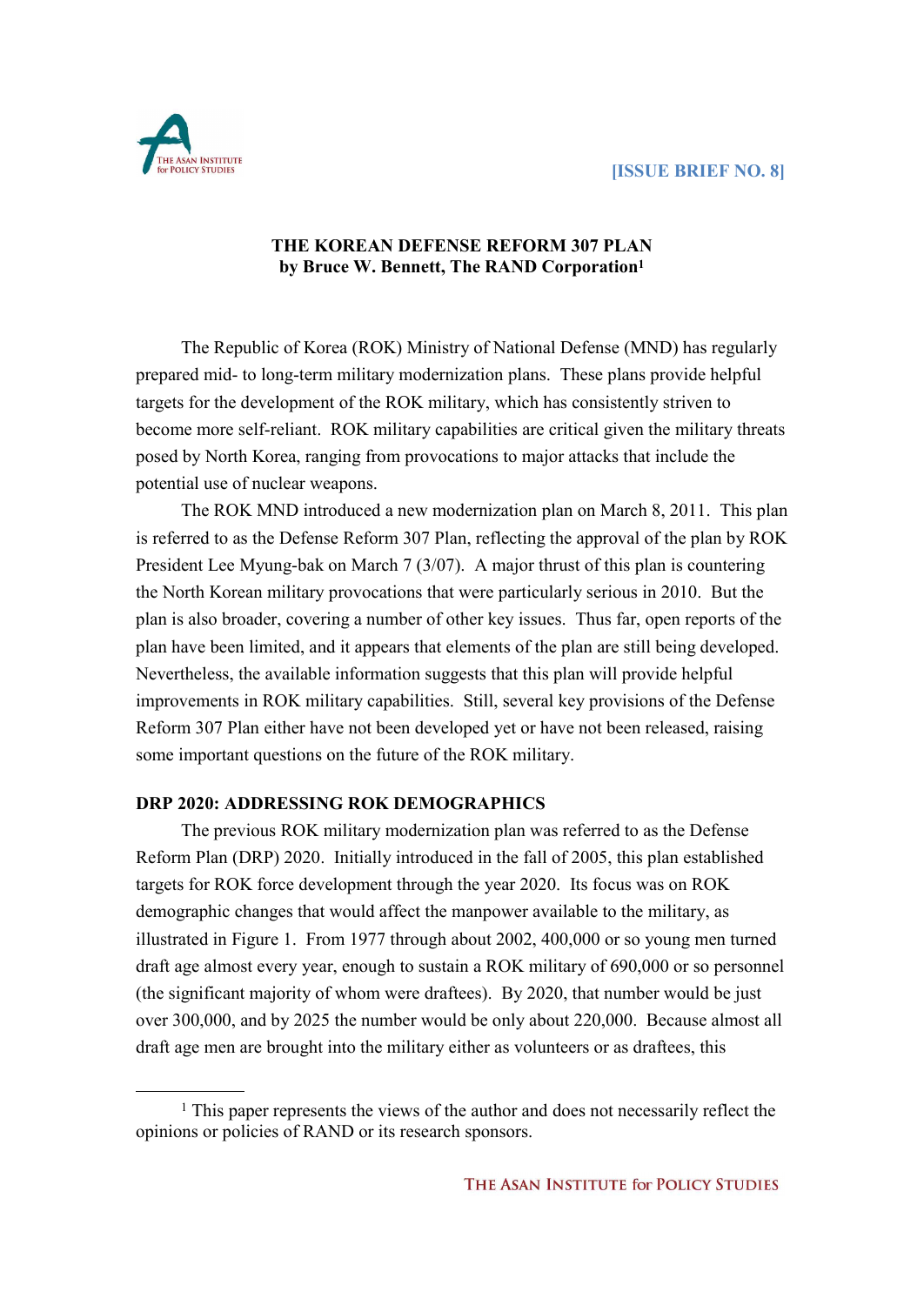**[ISSUE BRIEF NO. 8]**

# THE KOREAN DEFENSE REFORM 307 PLAN

**by Bruce W. Bennett, The RAND Corporation[1]**

The Republic of Korea (ROK) Ministry of National Defense (MND) has regularly prepared mid- to long-term military modernization plans. These plans provide helpful targets for the development of the ROK military, which has consistently striven to become more self-reliant. ROK military capabilities are critical given the military threats posed by North Korea, ranging from provocations to major attacks that include the potential use of nuclear weapons.

The ROK MND introduced a new modernization plan on March 8, 2011. This plan is referred to as the Defense Reform 307 Plan, reflecting the approval of the plan by ROK President Lee Myung-bak on March 7 (3/07). A major thrust of this plan is countering the North Korean military provocations that were particularly serious in 2010. But the plan is also broader, covering a number of other key issues. Thus far, open reports of the plan have been limited, and it appears that elements of the plan are still being developed. Nevertheless, the available information suggests that this plan will provide helpful improvements in ROK military capabilities. Still, several key provisions of the Defense Reform 307 Plan either have not been developed yet or have not been released, raising some important questions on the future of the ROK military.

## DRP 2020: ADDRESSING ROK DEMOGRAPHICS

The previous ROK military modernization plan was referred to as the Defense Reform Plan (DRP) 2020. Initially introduced in the fall of 2005, this plan established targets for ROK force development through the year 2020. Its focus was on ROK demographic changes that would affect the manpower available to the military, as illustrated in Figure 1. From 1977 through about 2002, 400,000 or so young men turned draft age almost every year, enough to sustain a ROK military of 690,000 or so personnel (the significant majority of whom were draftees). By 2020, that number would be just over 300,000, and by 2025 the number would be only about 220,000. Because almost all draft age men are brought into the military either as volunteers or as draftees, this

---

[1] This paper represents the views of the author and does not necessarily reflect the opinions or policies of RAND or its research sponsors.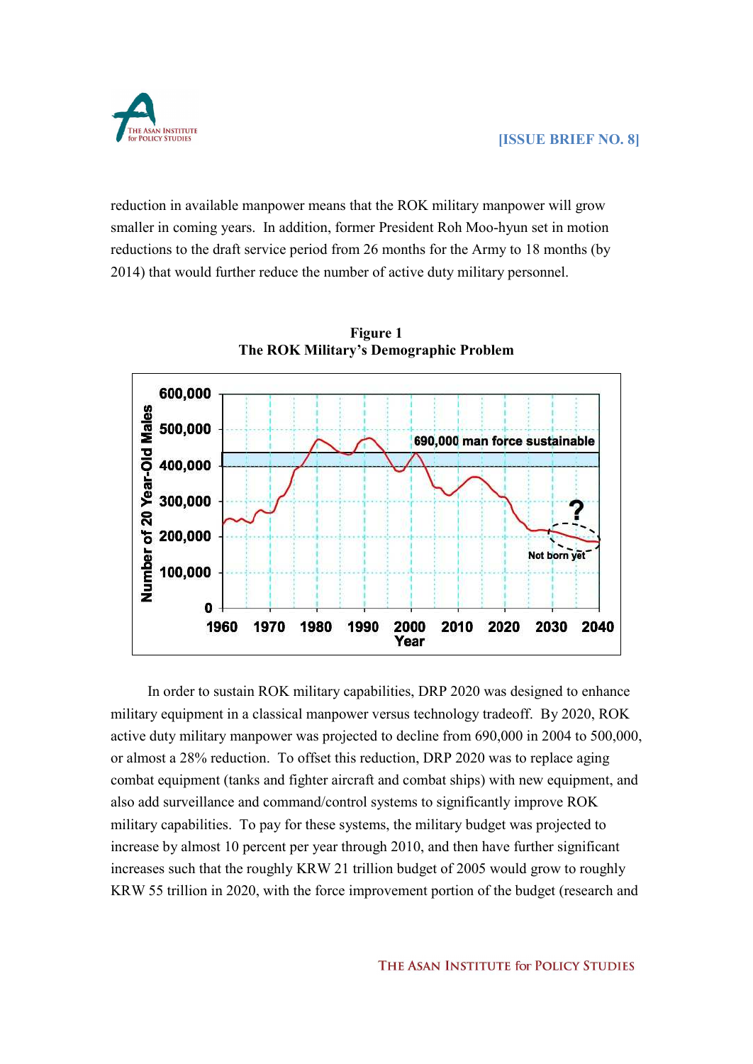reduction in available manpower means that the ROK military manpower will grow smaller in coming years. In addition, former President Roh Moo-hyun set in motion reductions to the draft service period from 26 months for the Army to 18 months (by 2014) that would further reduce the number of active duty military personnel.

**Figure 1**
**The ROK Military's Demographic Problem**

In order to sustain ROK military capabilities, DRP 2020 was designed to enhance military equipment in a classical manpower versus technology tradeoff. By 2020, ROK active duty military manpower was projected to decline from 690,000 in 2004 to 500,000, or almost a 28% reduction. To offset this reduction, DRP 2020 was to replace aging combat equipment (tanks and fighter aircraft and combat ships) with new equipment, and also add surveillance and command/control systems to significantly improve ROK military capabilities. To pay for these systems, the military budget was projected to increase by almost 10 percent per year through 2010, and then have further significant increases such that the roughly KRW 21 trillion budget of 2005 would grow to roughly KRW 55 trillion in 2020, with the force improvement portion of the budget (research and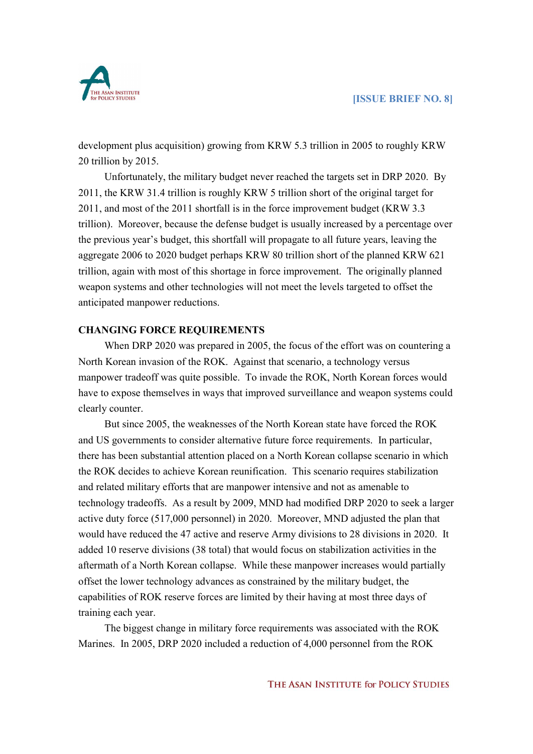development plus acquisition) growing from KRW 5.3 trillion in 2005 to roughly KRW 20 trillion by 2015.

Unfortunately, the military budget never reached the targets set in DRP 2020. By 2011, the KRW 31.4 trillion is roughly KRW 5 trillion short of the original target for 2011, and most of the 2011 shortfall is in the force improvement budget (KRW 3.3 trillion). Moreover, because the defense budget is usually increased by a percentage over the previous year's budget, this shortfall will propagate to all future years, leaving the aggregate 2006 to 2020 budget perhaps KRW 80 trillion short of the planned KRW 621 trillion, again with most of this shortage in force improvement. The originally planned weapon systems and other technologies will not meet the levels targeted to offset the anticipated manpower reductions.

## CHANGING FORCE REQUIREMENTS

When DRP 2020 was prepared in 2005, the focus of the effort was on countering a North Korean invasion of the ROK. Against that scenario, a technology versus manpower tradeoff was quite possible. To invade the ROK, North Korean forces would have to expose themselves in ways that improved surveillance and weapon systems could clearly counter.

But since 2005, the weaknesses of the North Korean state have forced the ROK and US governments to consider alternative future force requirements. In particular, there has been substantial attention placed on a North Korean collapse scenario in which the ROK decides to achieve Korean reunification. This scenario requires stabilization and related military efforts that are manpower intensive and not as amenable to technology tradeoffs. As a result by 2009, MND had modified DRP 2020 to seek a larger active duty force (517,000 personnel) in 2020. Moreover, MND adjusted the plan that would have reduced the 47 active and reserve Army divisions to 28 divisions in 2020. It added 10 reserve divisions (38 total) that would focus on stabilization activities in the aftermath of a North Korean collapse. While these manpower increases would partially offset the lower technology advances as constrained by the military budget, the capabilities of ROK reserve forces are limited by their having at most three days of training each year.

The biggest change in military force requirements was associated with the ROK Marines. In 2005, DRP 2020 included a reduction of 4,000 personnel from the ROK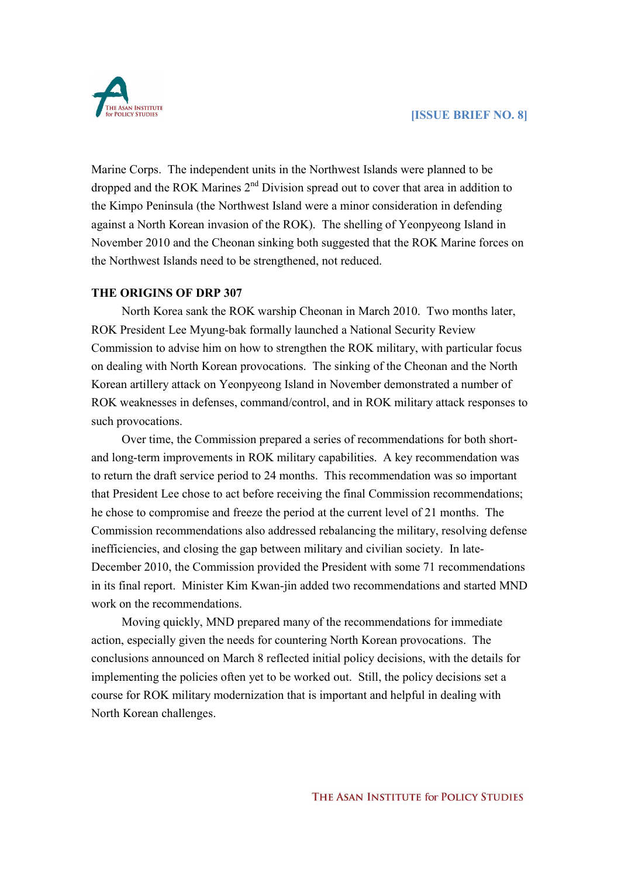Marine Corps. The independent units in the Northwest Islands were planned to be dropped and the ROK Marines 2nd Division spread out to cover that area in addition to the Kimpo Peninsula (the Northwest Island were a minor consideration in defending against a North Korean invasion of the ROK). The shelling of Yeonpyeong Island in November 2010 and the Cheonan sinking both suggested that the ROK Marine forces on the Northwest Islands need to be strengthened, not reduced.

## THE ORIGINS OF DRP 307

North Korea sank the ROK warship Cheonan in March 2010. Two months later, ROK President Lee Myung-bak formally launched a National Security Review Commission to advise him on how to strengthen the ROK military, with particular focus on dealing with North Korean provocations. The sinking of the Cheonan and the North Korean artillery attack on Yeonpyeong Island in November demonstrated a number of ROK weaknesses in defenses, command/control, and in ROK military attack responses to such provocations.

Over time, the Commission prepared a series of recommendations for both short- and long-term improvements in ROK military capabilities. A key recommendation was to return the draft service period to 24 months. This recommendation was so important that President Lee chose to act before receiving the final Commission recommendations; he chose to compromise and freeze the period at the current level of 21 months. The Commission recommendations also addressed rebalancing the military, resolving defense inefficiencies, and closing the gap between military and civilian society. In late-December 2010, the Commission provided the President with some 71 recommendations in its final report. Minister Kim Kwan-jin added two recommendations and started MND work on the recommendations.

Moving quickly, MND prepared many of the recommendations for immediate action, especially given the needs for countering North Korean provocations. The conclusions announced on March 8 reflected initial policy decisions, with the details for implementing the policies often yet to be worked out. Still, the policy decisions set a course for ROK military modernization that is important and helpful in dealing with North Korean challenges.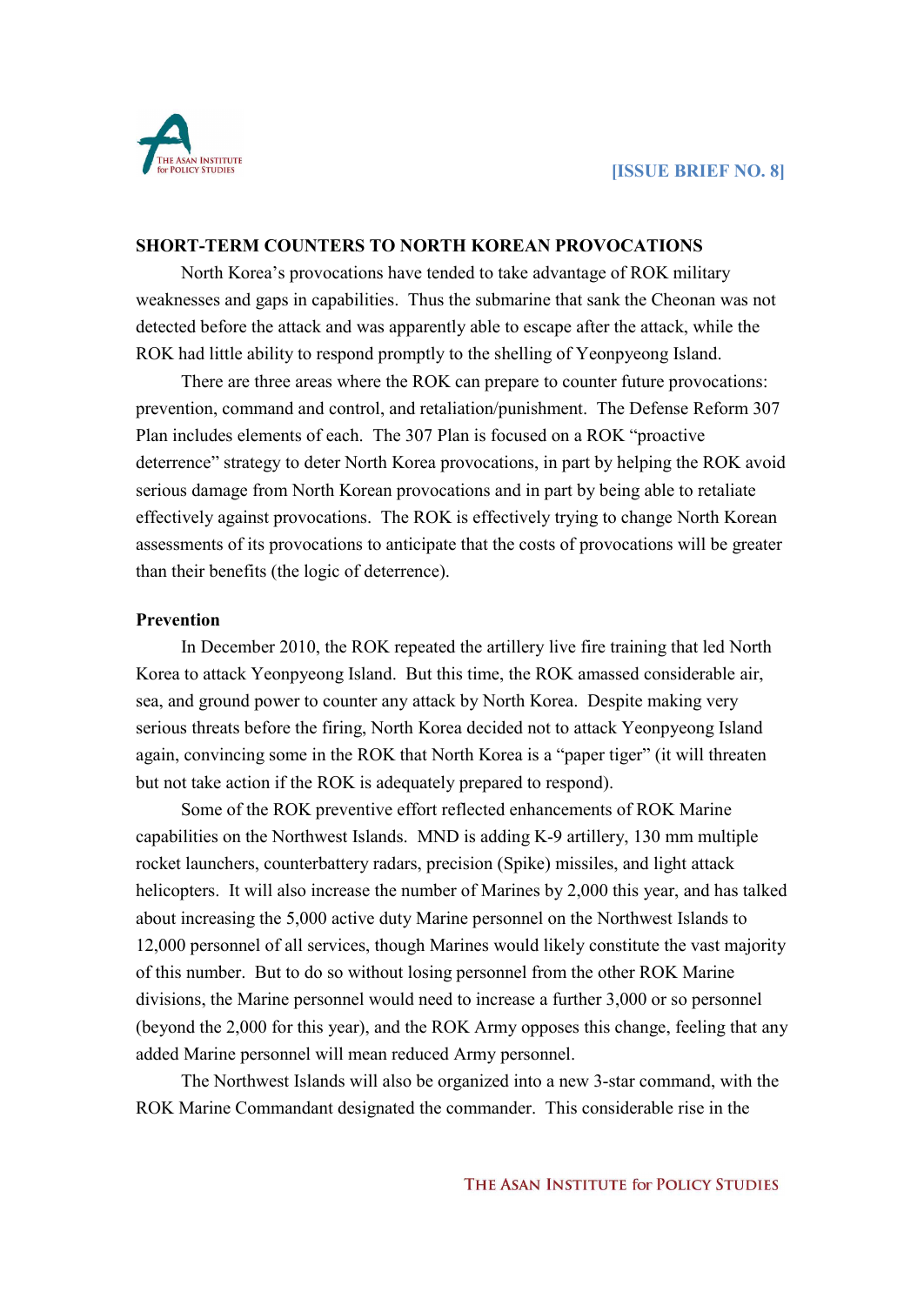## SHORT-TERM COUNTERS TO NORTH KOREAN PROVOCATIONS

North Korea's provocations have tended to take advantage of ROK military weaknesses and gaps in capabilities. Thus the submarine that sank the Cheonan was not detected before the attack and was apparently able to escape after the attack, while the ROK had little ability to respond promptly to the shelling of Yeonpyeong Island.

There are three areas where the ROK can prepare to counter future provocations: prevention, command and control, and retaliation/punishment. The Defense Reform 307 Plan includes elements of each. The 307 Plan is focused on a ROK "proactive deterrence" strategy to deter North Korea provocations, in part by helping the ROK avoid serious damage from North Korean provocations and in part by being able to retaliate effectively against provocations. The ROK is effectively trying to change North Korean assessments of its provocations to anticipate that the costs of provocations will be greater than their benefits (the logic of deterrence).

### Prevention

In December 2010, the ROK repeated the artillery live fire training that led North Korea to attack Yeonpyeong Island. But this time, the ROK amassed considerable air, sea, and ground power to counter any attack by North Korea. Despite making very serious threats before the firing, North Korea decided not to attack Yeonpyeong Island again, convincing some in the ROK that North Korea is a "paper tiger" (it will threaten but not take action if the ROK is adequately prepared to respond).

Some of the ROK preventive effort reflected enhancements of ROK Marine capabilities on the Northwest Islands. MND is adding K-9 artillery, 130 mm multiple rocket launchers, counterbattery radars, precision (Spike) missiles, and light attack helicopters. It will also increase the number of Marines by 2,000 this year, and has talked about increasing the 5,000 active duty Marine personnel on the Northwest Islands to 12,000 personnel of all services, though Marines would likely constitute the vast majority of this number. But to do so without losing personnel from the other ROK Marine divisions, the Marine personnel would need to increase a further 3,000 or so personnel (beyond the 2,000 for this year), and the ROK Army opposes this change, feeling that any added Marine personnel will mean reduced Army personnel.

The Northwest Islands will also be organized into a new 3-star command, with the ROK Marine Commandant designated the commander. This considerable rise in the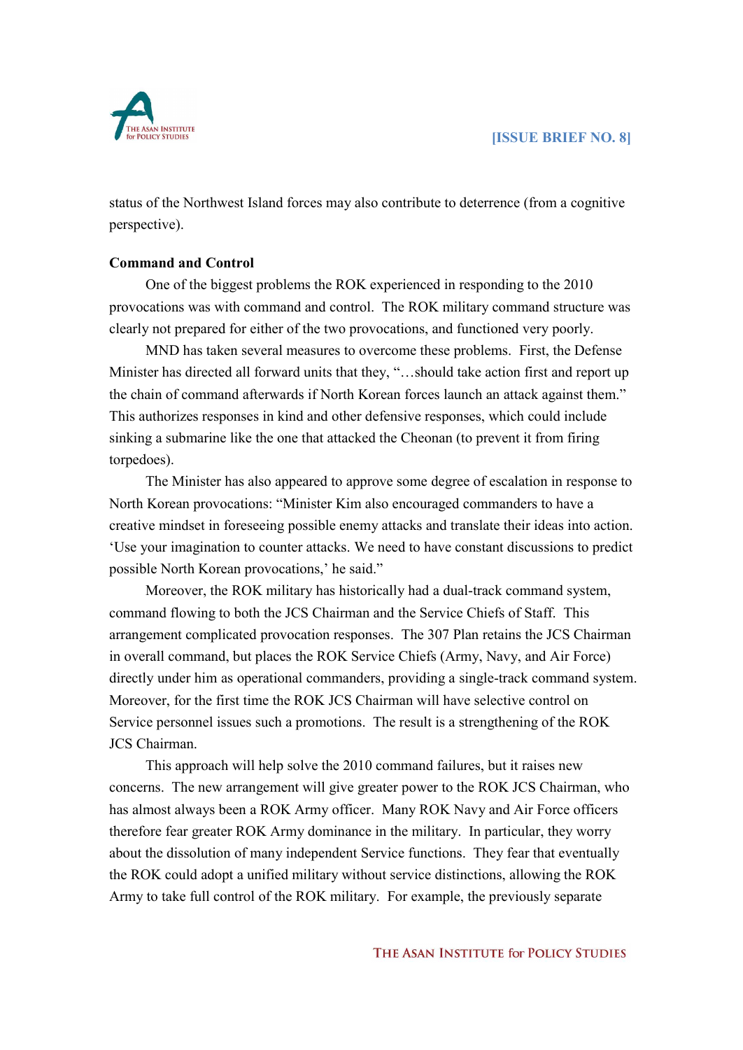status of the Northwest Island forces may also contribute to deterrence (from a cognitive perspective).

**Command and Control**

One of the biggest problems the ROK experienced in responding to the 2010 provocations was with command and control. The ROK military command structure was clearly not prepared for either of the two provocations, and functioned very poorly.

MND has taken several measures to overcome these problems. First, the Defense Minister has directed all forward units that they, "…should take action first and report up the chain of command afterwards if North Korean forces launch an attack against them." This authorizes responses in kind and other defensive responses, which could include sinking a submarine like the one that attacked the Cheonan (to prevent it from firing torpedoes).

The Minister has also appeared to approve some degree of escalation in response to North Korean provocations: "Minister Kim also encouraged commanders to have a creative mindset in foreseeing possible enemy attacks and translate their ideas into action. 'Use your imagination to counter attacks. We need to have constant discussions to predict possible North Korean provocations,' he said."

Moreover, the ROK military has historically had a dual-track command system, command flowing to both the JCS Chairman and the Service Chiefs of Staff. This arrangement complicated provocation responses. The 307 Plan retains the JCS Chairman in overall command, but places the ROK Service Chiefs (Army, Navy, and Air Force) directly under him as operational commanders, providing a single-track command system. Moreover, for the first time the ROK JCS Chairman will have selective control on Service personnel issues such a promotions. The result is a strengthening of the ROK JCS Chairman.

This approach will help solve the 2010 command failures, but it raises new concerns. The new arrangement will give greater power to the ROK JCS Chairman, who has almost always been a ROK Army officer. Many ROK Navy and Air Force officers therefore fear greater ROK Army dominance in the military. In particular, they worry about the dissolution of many independent Service functions. They fear that eventually the ROK could adopt a unified military without service distinctions, allowing the ROK Army to take full control of the ROK military. For example, the previously separate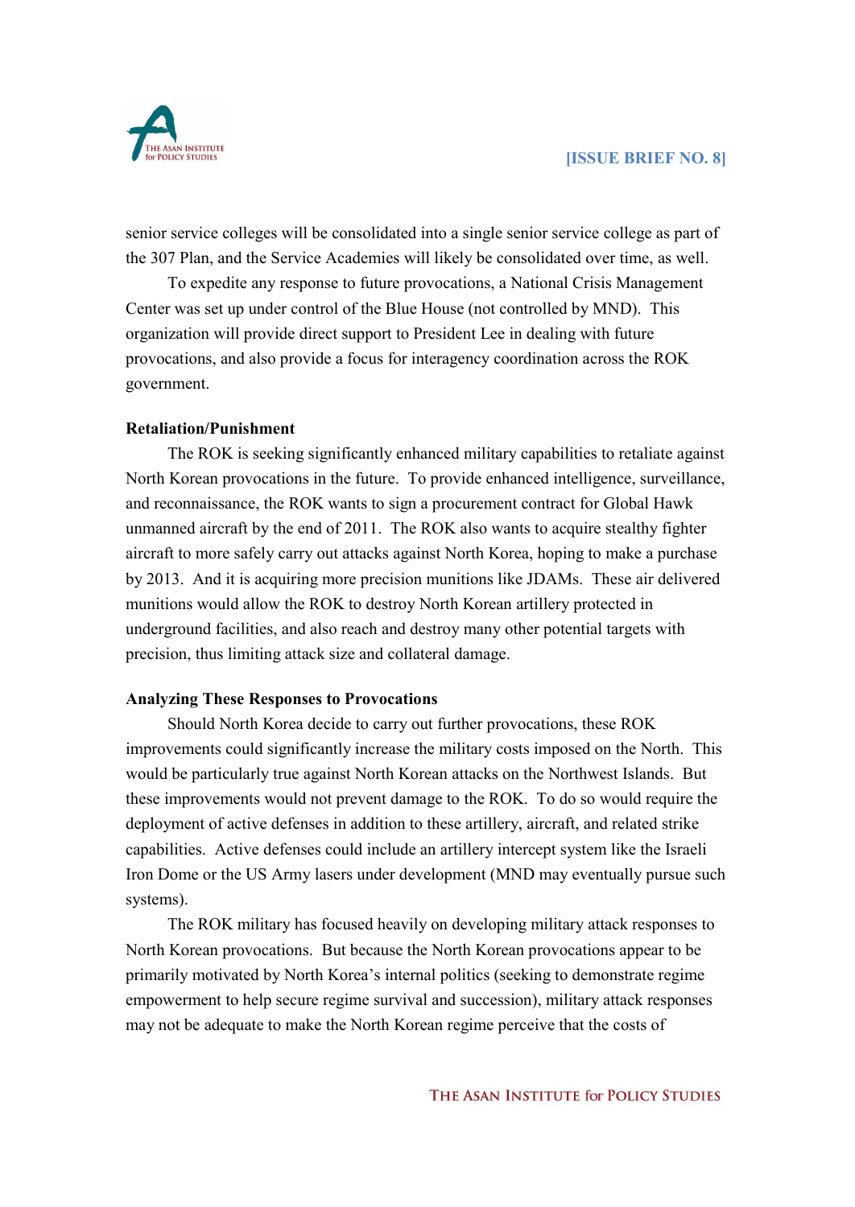senior service colleges will be consolidated into a single senior service college as part of the 307 Plan, and the Service Academies will likely be consolidated over time, as well.

To expedite any response to future provocations, a National Crisis Management Center was set up under control of the Blue House (not controlled by MND). This organization will provide direct support to President Lee in dealing with future provocations, and also provide a focus for interagency coordination across the ROK government.

**Retaliation/Punishment**

The ROK is seeking significantly enhanced military capabilities to retaliate against North Korean provocations in the future. To provide enhanced intelligence, surveillance, and reconnaissance, the ROK wants to sign a procurement contract for Global Hawk unmanned aircraft by the end of 2011. The ROK also wants to acquire stealthy fighter aircraft to more safely carry out attacks against North Korea, hoping to make a purchase by 2013. And it is acquiring more precision munitions like JDAMs. These air delivered munitions would allow the ROK to destroy North Korean artillery protected in underground facilities, and also reach and destroy many other potential targets with precision, thus limiting attack size and collateral damage.

**Analyzing These Responses to Provocations**

Should North Korea decide to carry out further provocations, these ROK improvements could significantly increase the military costs imposed on the North. This would be particularly true against North Korean attacks on the Northwest Islands. But these improvements would not prevent damage to the ROK. To do so would require the deployment of active defenses in addition to these artillery, aircraft, and related strike capabilities. Active defenses could include an artillery intercept system like the Israeli Iron Dome or the US Army lasers under development (MND may eventually pursue such systems).

The ROK military has focused heavily on developing military attack responses to North Korean provocations. But because the North Korean provocations appear to be primarily motivated by North Korea's internal politics (seeking to demonstrate regime empowerment to help secure regime survival and succession), military attack responses may not be adequate to make the North Korean regime perceive that the costs of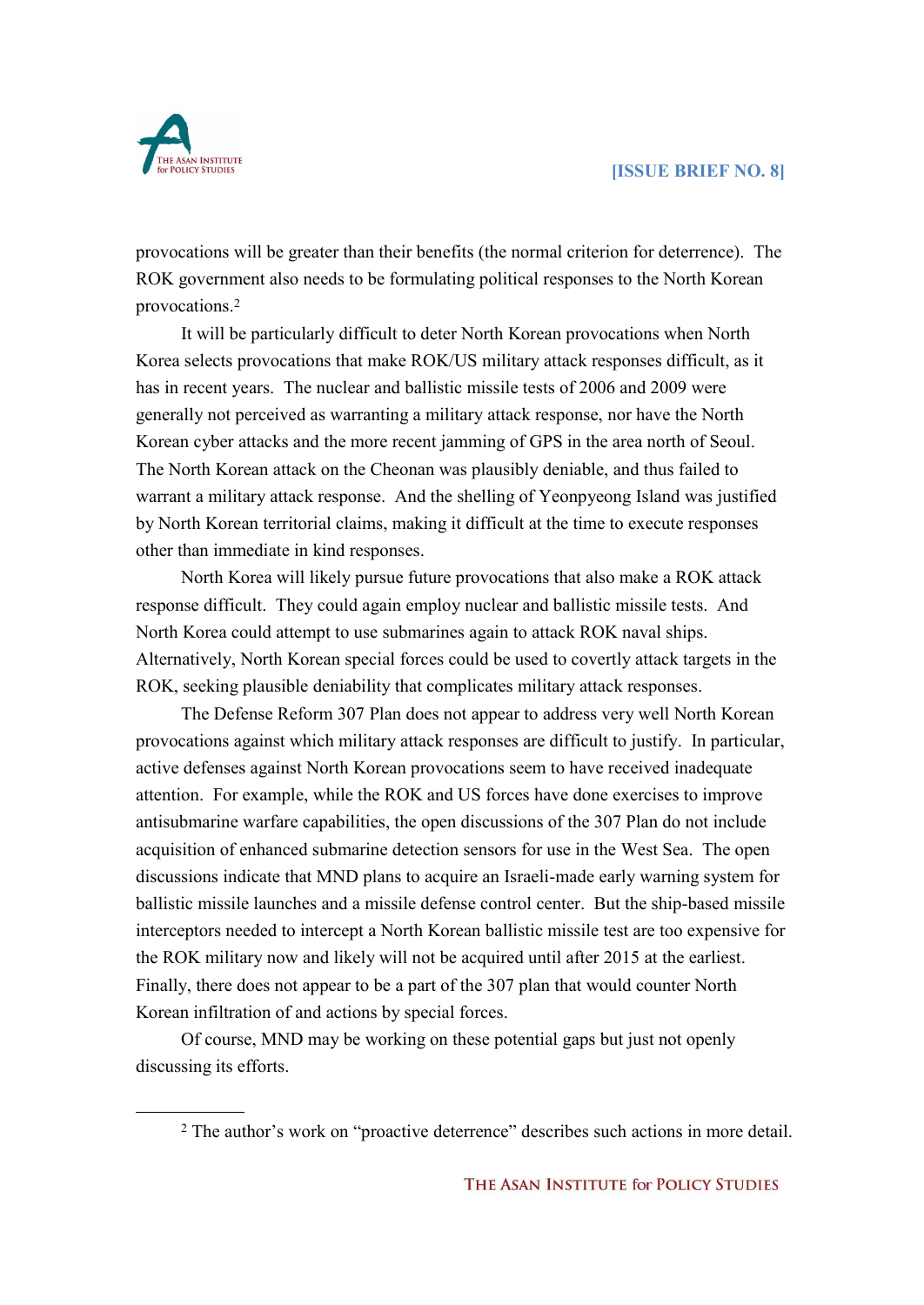provocations will be greater than their benefits (the normal criterion for deterrence). The ROK government also needs to be formulating political responses to the North Korean provocations.[2]

It will be particularly difficult to deter North Korean provocations when North Korea selects provocations that make ROK/US military attack responses difficult, as it has in recent years. The nuclear and ballistic missile tests of 2006 and 2009 were generally not perceived as warranting a military attack response, nor have the North Korean cyber attacks and the more recent jamming of GPS in the area north of Seoul. The North Korean attack on the Cheonan was plausibly deniable, and thus failed to warrant a military attack response. And the shelling of Yeonpyeong Island was justified by North Korean territorial claims, making it difficult at the time to execute responses other than immediate in kind responses.

North Korea will likely pursue future provocations that also make a ROK attack response difficult. They could again employ nuclear and ballistic missile tests. And North Korea could attempt to use submarines again to attack ROK naval ships. Alternatively, North Korean special forces could be used to covertly attack targets in the ROK, seeking plausible deniability that complicates military attack responses.

The Defense Reform 307 Plan does not appear to address very well North Korean provocations against which military attack responses are difficult to justify. In particular, active defenses against North Korean provocations seem to have received inadequate attention. For example, while the ROK and US forces have done exercises to improve antisubmarine warfare capabilities, the open discussions of the 307 Plan do not include acquisition of enhanced submarine detection sensors for use in the West Sea. The open discussions indicate that MND plans to acquire an Israeli-made early warning system for ballistic missile launches and a missile defense control center. But the ship-based missile interceptors needed to intercept a North Korean ballistic missile test are too expensive for the ROK military now and likely will not be acquired until after 2015 at the earliest. Finally, there does not appear to be a part of the 307 plan that would counter North Korean infiltration of and actions by special forces.

Of course, MND may be working on these potential gaps but just not openly discussing its efforts.

---

[2] The author's work on "proactive deterrence" describes such actions in more detail.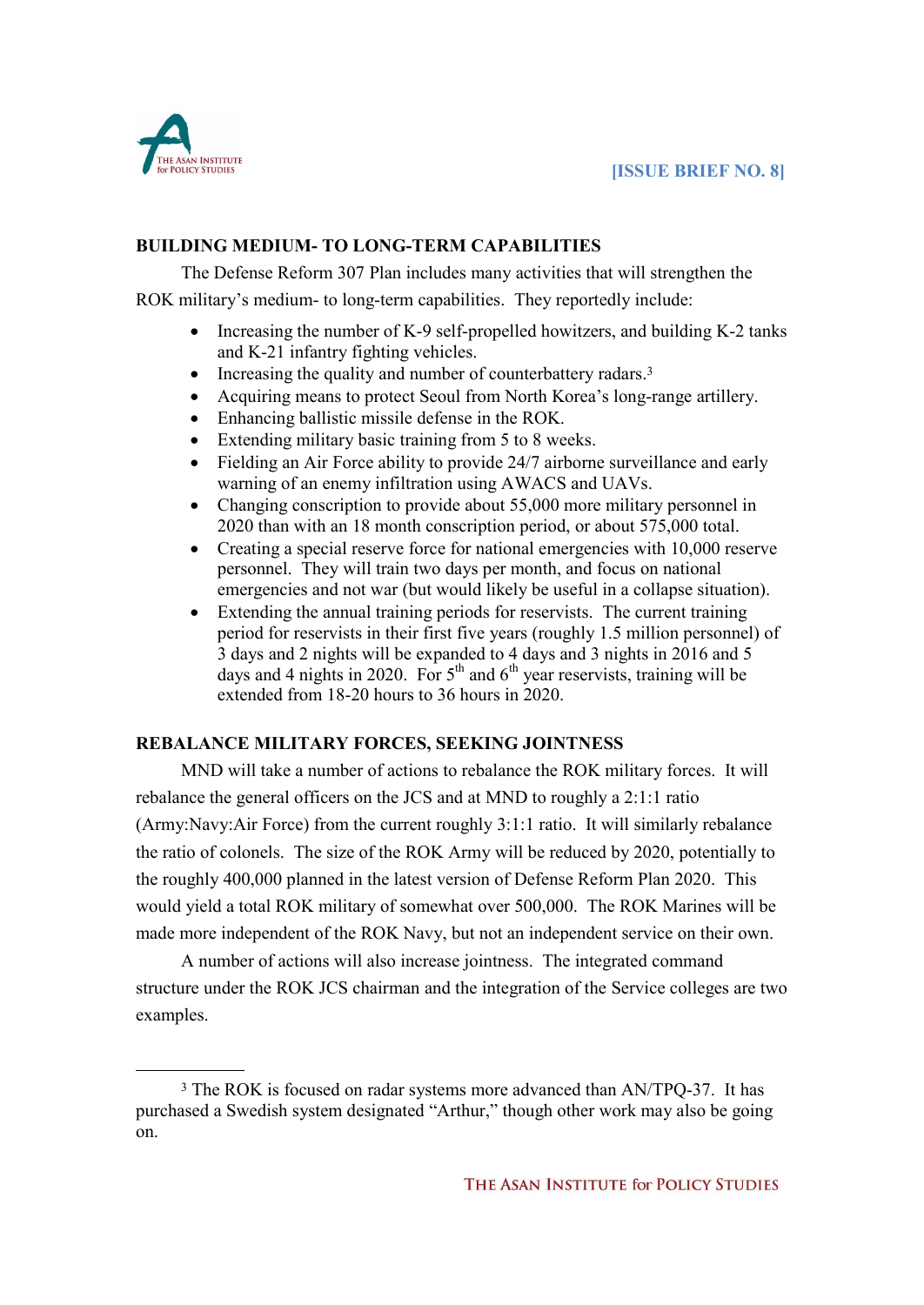## BUILDING MEDIUM- TO LONG-TERM CAPABILITIES

The Defense Reform 307 Plan includes many activities that will strengthen the ROK military's medium- to long-term capabilities. They reportedly include:

- Increasing the number of K-9 self-propelled howitzers, and building K-2 tanks and K-21 infantry fighting vehicles.
- Increasing the quality and number of counterbattery radars.[3]
- Acquiring means to protect Seoul from North Korea's long-range artillery.
- Enhancing ballistic missile defense in the ROK.
- Extending military basic training from 5 to 8 weeks.
- Fielding an Air Force ability to provide 24/7 airborne surveillance and early warning of an enemy infiltration using AWACS and UAVs.
- Changing conscription to provide about 55,000 more military personnel in 2020 than with an 18 month conscription period, or about 575,000 total.
- Creating a special reserve force for national emergencies with 10,000 reserve personnel. They will train two days per month, and focus on national emergencies and not war (but would likely be useful in a collapse situation).
- Extending the annual training periods for reservists. The current training period for reservists in their first five years (roughly 1.5 million personnel) of 3 days and 2 nights will be expanded to 4 days and 3 nights in 2016 and 5 days and 4 nights in 2020. For 5th and 6th year reservists, training will be extended from 18-20 hours to 36 hours in 2020.

## REBALANCE MILITARY FORCES, SEEKING JOINTNESS

MND will take a number of actions to rebalance the ROK military forces. It will rebalance the general officers on the JCS and at MND to roughly a 2:1:1 ratio (Army:Navy:Air Force) from the current roughly 3:1:1 ratio. It will similarly rebalance the ratio of colonels. The size of the ROK Army will be reduced by 2020, potentially to the roughly 400,000 planned in the latest version of Defense Reform Plan 2020. This would yield a total ROK military of somewhat over 500,000. The ROK Marines will be made more independent of the ROK Navy, but not an independent service on their own.

A number of actions will also increase jointness. The integrated command structure under the ROK JCS chairman and the integration of the Service colleges are two examples.

---

[3] The ROK is focused on radar systems more advanced than AN/TPQ-37. It has purchased a Swedish system designated "Arthur," though other work may also be going on.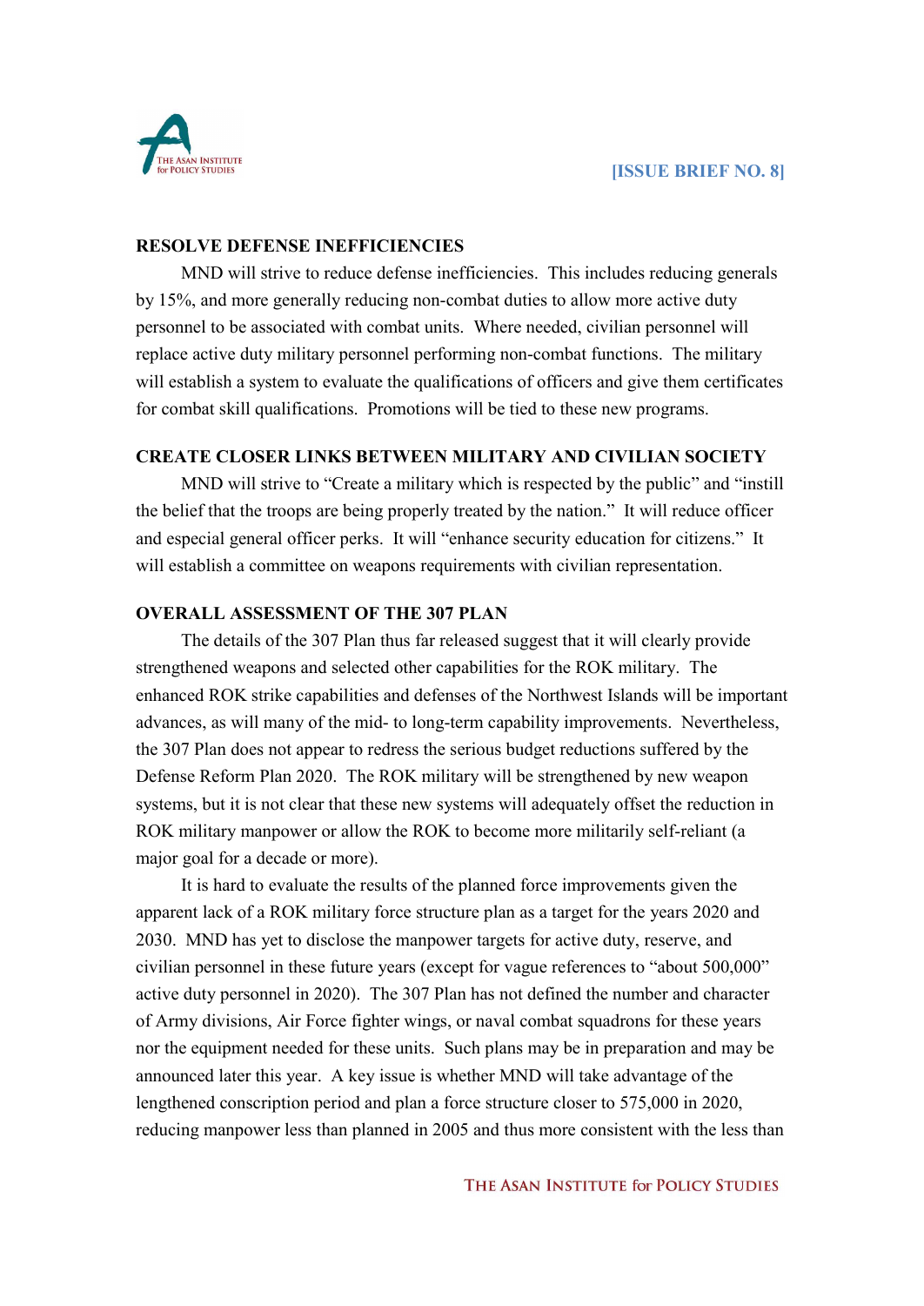## RESOLVE DEFENSE INEFFICIENCIES

MND will strive to reduce defense inefficiencies. This includes reducing generals by 15%, and more generally reducing non-combat duties to allow more active duty personnel to be associated with combat units. Where needed, civilian personnel will replace active duty military personnel performing non-combat functions. The military will establish a system to evaluate the qualifications of officers and give them certificates for combat skill qualifications. Promotions will be tied to these new programs.

## CREATE CLOSER LINKS BETWEEN MILITARY AND CIVILIAN SOCIETY

MND will strive to "Create a military which is respected by the public" and "instill the belief that the troops are being properly treated by the nation." It will reduce officer and especial general officer perks. It will "enhance security education for citizens." It will establish a committee on weapons requirements with civilian representation.

## OVERALL ASSESSMENT OF THE 307 PLAN

The details of the 307 Plan thus far released suggest that it will clearly provide strengthened weapons and selected other capabilities for the ROK military. The enhanced ROK strike capabilities and defenses of the Northwest Islands will be important advances, as will many of the mid- to long-term capability improvements. Nevertheless, the 307 Plan does not appear to redress the serious budget reductions suffered by the Defense Reform Plan 2020. The ROK military will be strengthened by new weapon systems, but it is not clear that these new systems will adequately offset the reduction in ROK military manpower or allow the ROK to become more militarily self-reliant (a major goal for a decade or more).

It is hard to evaluate the results of the planned force improvements given the apparent lack of a ROK military force structure plan as a target for the years 2020 and 2030. MND has yet to disclose the manpower targets for active duty, reserve, and civilian personnel in these future years (except for vague references to "about 500,000" active duty personnel in 2020). The 307 Plan has not defined the number and character of Army divisions, Air Force fighter wings, or naval combat squadrons for these years nor the equipment needed for these units. Such plans may be in preparation and may be announced later this year. A key issue is whether MND will take advantage of the lengthened conscription period and plan a force structure closer to 575,000 in 2020, reducing manpower less than planned in 2005 and thus more consistent with the less than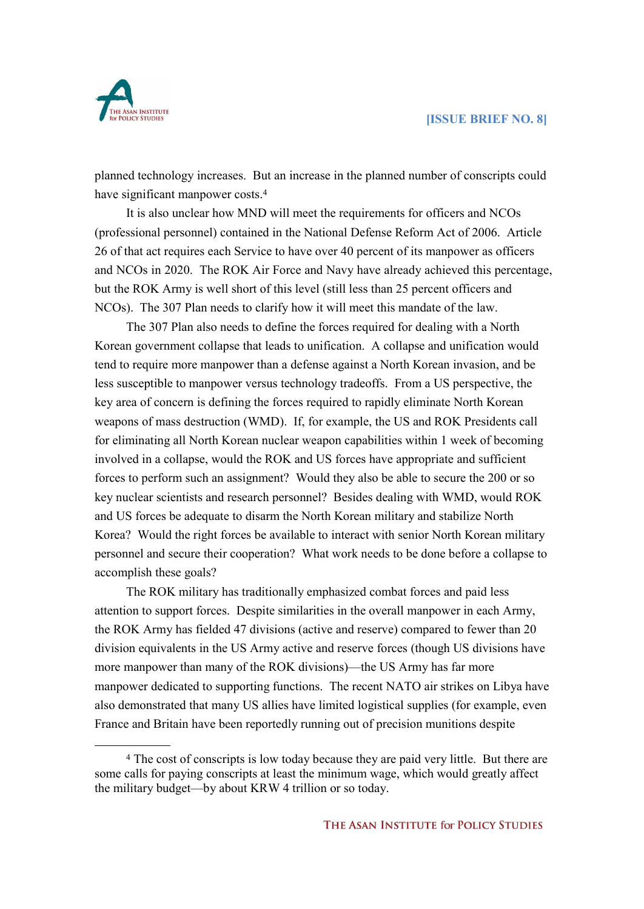planned technology increases. But an increase in the planned number of conscripts could have significant manpower costs.[4]

It is also unclear how MND will meet the requirements for officers and NCOs (professional personnel) contained in the National Defense Reform Act of 2006. Article 26 of that act requires each Service to have over 40 percent of its manpower as officers and NCOs in 2020. The ROK Air Force and Navy have already achieved this percentage, but the ROK Army is well short of this level (still less than 25 percent officers and NCOs). The 307 Plan needs to clarify how it will meet this mandate of the law.

The 307 Plan also needs to define the forces required for dealing with a North Korean government collapse that leads to unification. A collapse and unification would tend to require more manpower than a defense against a North Korean invasion, and be less susceptible to manpower versus technology tradeoffs. From a US perspective, the key area of concern is defining the forces required to rapidly eliminate North Korean weapons of mass destruction (WMD). If, for example, the US and ROK Presidents call for eliminating all North Korean nuclear weapon capabilities within 1 week of becoming involved in a collapse, would the ROK and US forces have appropriate and sufficient forces to perform such an assignment? Would they also be able to secure the 200 or so key nuclear scientists and research personnel? Besides dealing with WMD, would ROK and US forces be adequate to disarm the North Korean military and stabilize North Korea? Would the right forces be available to interact with senior North Korean military personnel and secure their cooperation? What work needs to be done before a collapse to accomplish these goals?

The ROK military has traditionally emphasized combat forces and paid less attention to support forces. Despite similarities in the overall manpower in each Army, the ROK Army has fielded 47 divisions (active and reserve) compared to fewer than 20 division equivalents in the US Army active and reserve forces (though US divisions have more manpower than many of the ROK divisions)—the US Army has far more manpower dedicated to supporting functions. The recent NATO air strikes on Libya have also demonstrated that many US allies have limited logistical supplies (for example, even France and Britain have been reportedly running out of precision munitions despite

---

[4] The cost of conscripts is low today because they are paid very little. But there are some calls for paying conscripts at least the minimum wage, which would greatly affect the military budget—by about KRW 4 trillion or so today.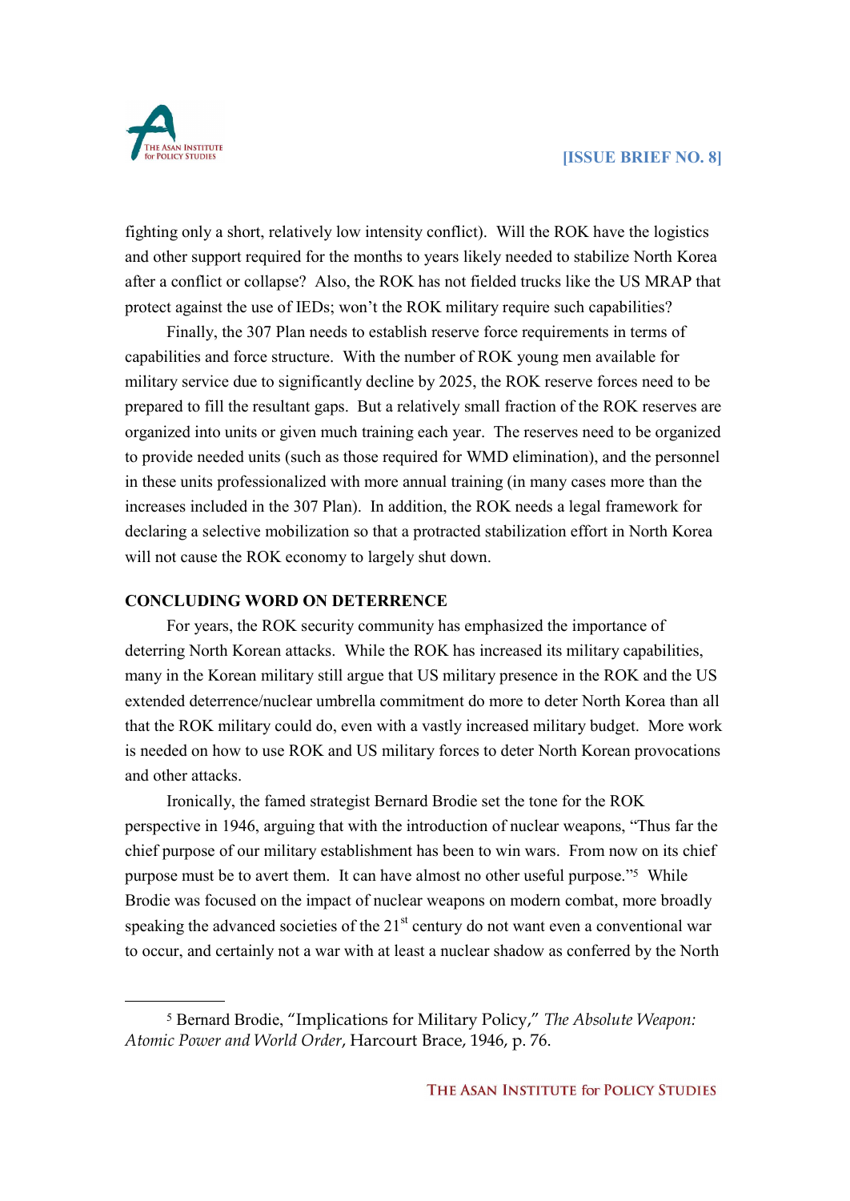fighting only a short, relatively low intensity conflict). Will the ROK have the logistics and other support required for the months to years likely needed to stabilize North Korea after a conflict or collapse? Also, the ROK has not fielded trucks like the US MRAP that protect against the use of IEDs; won't the ROK military require such capabilities?

Finally, the 307 Plan needs to establish reserve force requirements in terms of capabilities and force structure. With the number of ROK young men available for military service due to significantly decline by 2025, the ROK reserve forces need to be prepared to fill the resultant gaps. But a relatively small fraction of the ROK reserves are organized into units or given much training each year. The reserves need to be organized to provide needed units (such as those required for WMD elimination), and the personnel in these units professionalized with more annual training (in many cases more than the increases included in the 307 Plan). In addition, the ROK needs a legal framework for declaring a selective mobilization so that a protracted stabilization effort in North Korea will not cause the ROK economy to largely shut down.

## CONCLUDING WORD ON DETERRENCE

For years, the ROK security community has emphasized the importance of deterring North Korean attacks. While the ROK has increased its military capabilities, many in the Korean military still argue that US military presence in the ROK and the US extended deterrence/nuclear umbrella commitment do more to deter North Korea than all that the ROK military could do, even with a vastly increased military budget. More work is needed on how to use ROK and US military forces to deter North Korean provocations and other attacks.

Ironically, the famed strategist Bernard Brodie set the tone for the ROK perspective in 1946, arguing that with the introduction of nuclear weapons, "Thus far the chief purpose of our military establishment has been to win wars. From now on its chief purpose must be to avert them. It can have almost no other useful purpose."[5] While Brodie was focused on the impact of nuclear weapons on modern combat, more broadly speaking the advanced societies of the 21st century do not want even a conventional war to occur, and certainly not a war with at least a nuclear shadow as conferred by the North

---

[5] Bernard Brodie, "Implications for Military Policy," *The Absolute Weapon: Atomic Power and World Order*, Harcourt Brace, 1946, p. 76.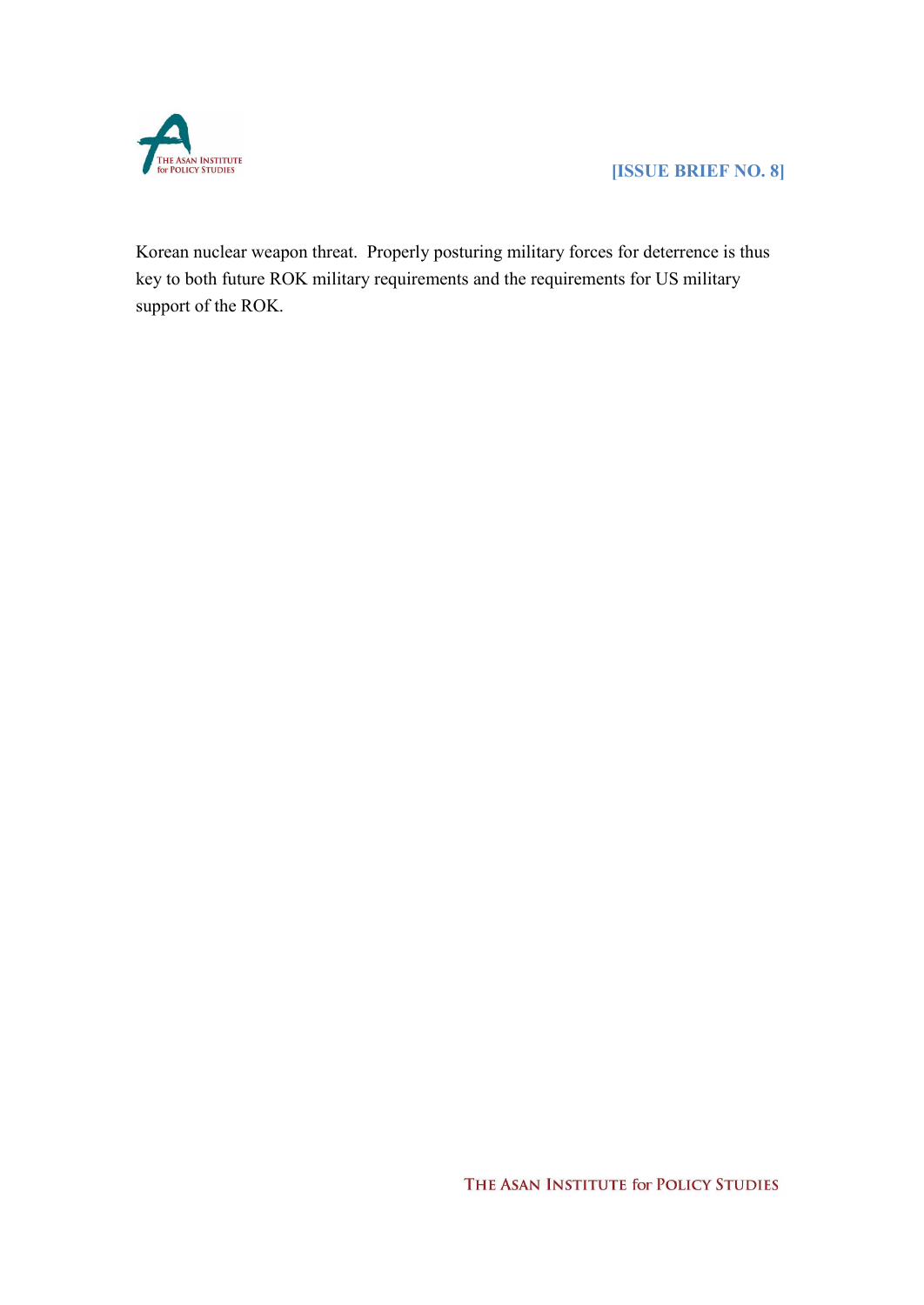Korean nuclear weapon threat. Properly posturing military forces for deterrence is thus key to both future ROK military requirements and the requirements for US military support of the ROK.